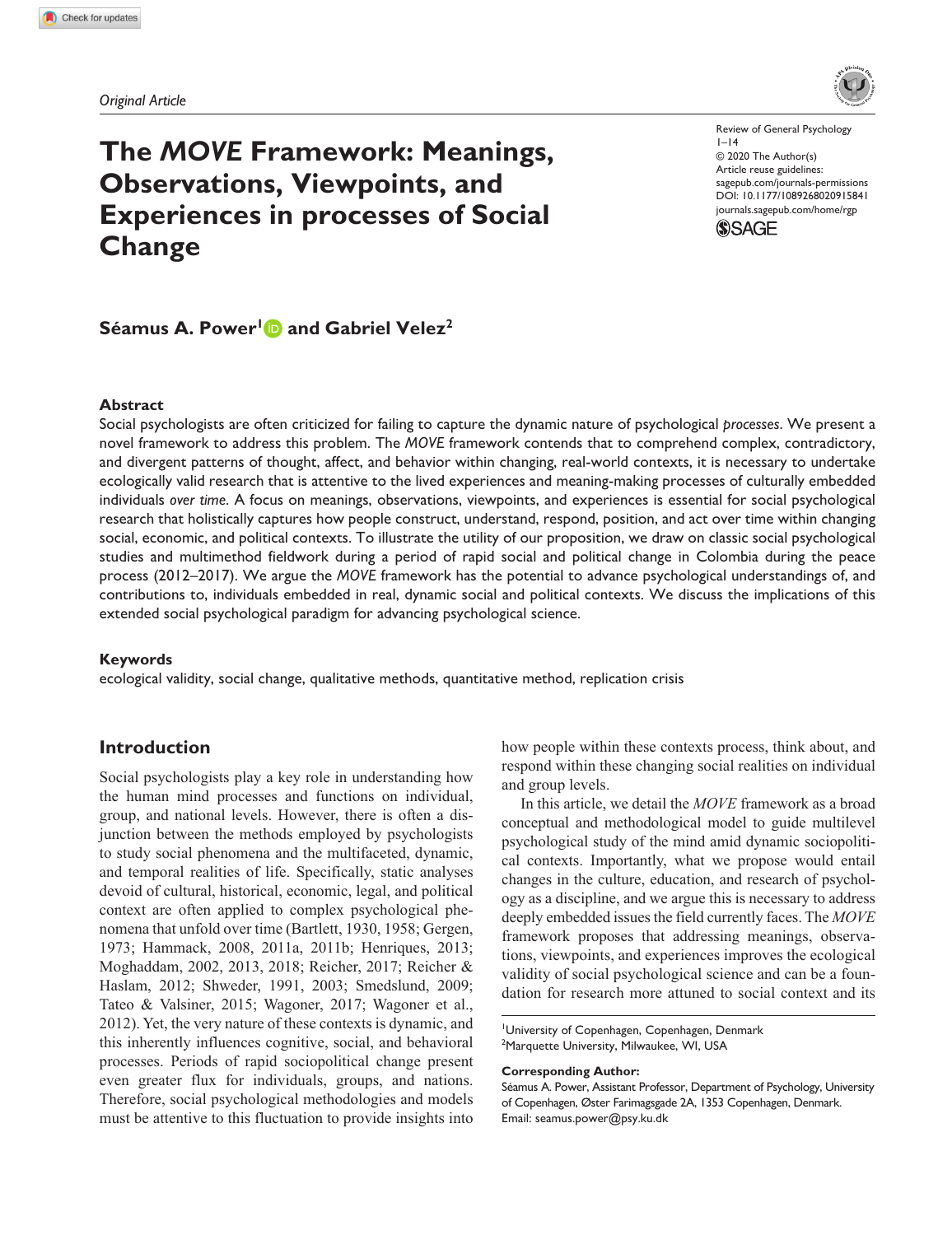Original Article

# The *MOVE* Framework: Meanings, Observations, Viewpoints, and Experiences in processes of Social Change

Review of General Psychology
1–14
© 2020 The Author(s)
Article reuse guidelines:
sagepub.com/journals-permissions
DOI: 10.1177/1089268020915841
journals.sagepub.com/home/rgp

**Séamus A. Power[1] and Gabriel Velez[2]**

## Abstract

Social psychologists are often criticized for failing to capture the dynamic nature of psychological *processes*. We present a novel framework to address this problem. The *MOVE* framework contends that to comprehend complex, contradictory, and divergent patterns of thought, affect, and behavior within changing, real-world contexts, it is necessary to undertake ecologically valid research that is attentive to the lived experiences and meaning-making processes of culturally embedded individuals *over time*. A focus on meanings, observations, viewpoints, and experiences is essential for social psychological research that holistically captures how people construct, understand, respond, position, and act over time within changing social, economic, and political contexts. To illustrate the utility of our proposition, we draw on classic social psychological studies and multimethod fieldwork during a period of rapid social and political change in Colombia during the peace process (2012–2017). We argue the *MOVE* framework has the potential to advance psychological understandings of, and contributions to, individuals embedded in real, dynamic social and political contexts. We discuss the implications of this extended social psychological paradigm for advancing psychological science.

### Keywords

ecological validity, social change, qualitative methods, quantitative method, replication crisis

## Introduction

Social psychologists play a key role in understanding how the human mind processes and functions on individual, group, and national levels. However, there is often a disjunction between the methods employed by psychologists to study social phenomena and the multifaceted, dynamic, and temporal realities of life. Specifically, static analyses devoid of cultural, historical, economic, legal, and political context are often applied to complex psychological phenomena that unfold over time (Bartlett, 1930, 1958; Gergen, 1973; Hammack, 2008, 2011a, 2011b; Henriques, 2013; Moghaddam, 2002, 2013, 2018; Reicher, 2017; Reicher & Haslam, 2012; Shweder, 1991, 2003; Smedslund, 2009; Tateo & Valsiner, 2015; Wagoner, 2017; Wagoner et al., 2012). Yet, the very nature of these contexts is dynamic, and this inherently influences cognitive, social, and behavioral processes. Periods of rapid sociopolitical change present even greater flux for individuals, groups, and nations. Therefore, social psychological methodologies and models must be attentive to this fluctuation to provide insights into how people within these contexts process, think about, and respond within these changing social realities on individual and group levels.

In this article, we detail the *MOVE* framework as a broad conceptual and methodological model to guide multilevel psychological study of the mind amid dynamic sociopolitical contexts. Importantly, what we propose would entail changes in the culture, education, and research of psychology as a discipline, and we argue this is necessary to address deeply embedded issues the field currently faces. The *MOVE* framework proposes that addressing meanings, observations, viewpoints, and experiences improves the ecological validity of social psychological science and can be a foundation for research more attuned to social context and its

[1] University of Copenhagen, Copenhagen, Denmark
[2] Marquette University, Milwaukee, WI, USA

**Corresponding Author:**
Séamus A. Power, Assistant Professor, Department of Psychology, University of Copenhagen, Øster Farimagsgade 2A, 1353 Copenhagen, Denmark.
Email: seamus.power@psy.ku.dk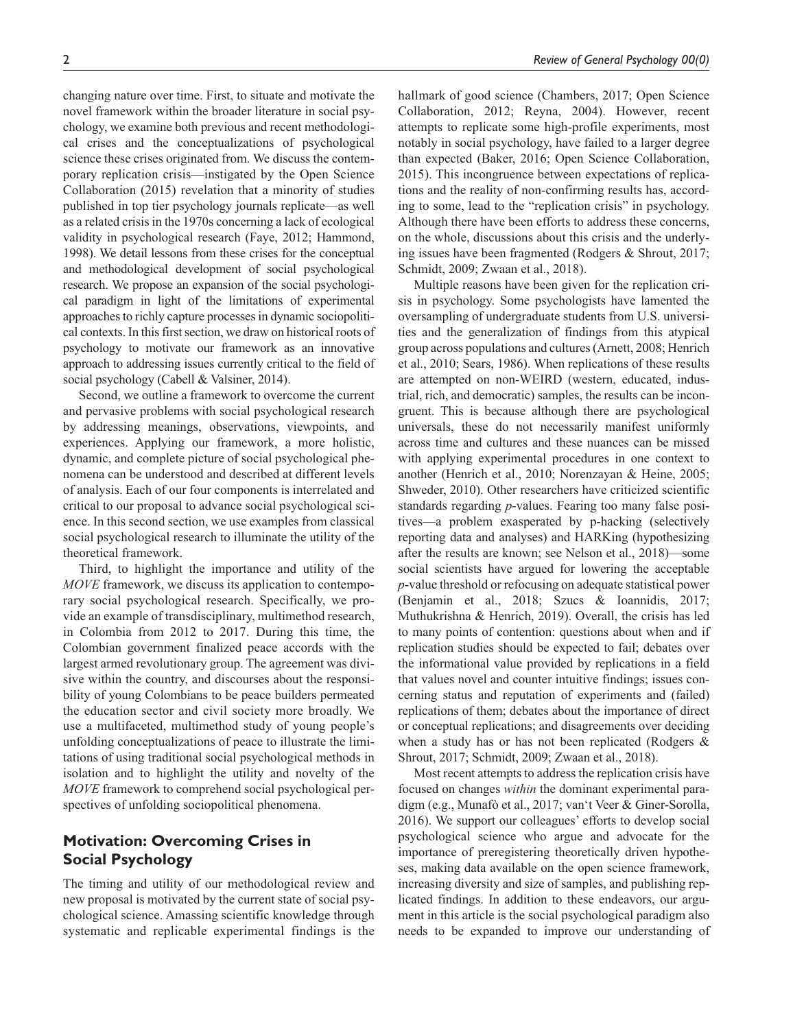changing nature over time. First, to situate and motivate the novel framework within the broader literature in social psychology, we examine both previous and recent methodological crises and the conceptualizations of psychological science these crises originated from. We discuss the contemporary replication crisis—instigated by the Open Science Collaboration (2015) revelation that a minority of studies published in top tier psychology journals replicate—as well as a related crisis in the 1970s concerning a lack of ecological validity in psychological research (Faye, 2012; Hammond, 1998). We detail lessons from these crises for the conceptual and methodological development of social psychological research. We propose an expansion of the social psychological paradigm in light of the limitations of experimental approaches to richly capture processes in dynamic sociopolitical contexts. In this first section, we draw on historical roots of psychology to motivate our framework as an innovative approach to addressing issues currently critical to the field of social psychology (Cabell & Valsiner, 2014).

Second, we outline a framework to overcome the current and pervasive problems with social psychological research by addressing meanings, observations, viewpoints, and experiences. Applying our framework, a more holistic, dynamic, and complete picture of social psychological phenomena can be understood and described at different levels of analysis. Each of our four components is interrelated and critical to our proposal to advance social psychological science. In this second section, we use examples from classical social psychological research to illuminate the utility of the theoretical framework.

Third, to highlight the importance and utility of the *MOVE* framework, we discuss its application to contemporary social psychological research. Specifically, we provide an example of transdisciplinary, multimethod research, in Colombia from 2012 to 2017. During this time, the Colombian government finalized peace accords with the largest armed revolutionary group. The agreement was divisive within the country, and discourses about the responsibility of young Colombians to be peace builders permeated the education sector and civil society more broadly. We use a multifaceted, multimethod study of young people's unfolding conceptualizations of peace to illustrate the limitations of using traditional social psychological methods in isolation and to highlight the utility and novelty of the *MOVE* framework to comprehend social psychological perspectives of unfolding sociopolitical phenomena.

## Motivation: Overcoming Crises in Social Psychology

The timing and utility of our methodological review and new proposal is motivated by the current state of social psychological science. Amassing scientific knowledge through systematic and replicable experimental findings is the hallmark of good science (Chambers, 2017; Open Science Collaboration, 2012; Reyna, 2004). However, recent attempts to replicate some high-profile experiments, most notably in social psychology, have failed to a larger degree than expected (Baker, 2016; Open Science Collaboration, 2015). This incongruence between expectations of replications and the reality of non-confirming results has, according to some, lead to the "replication crisis" in psychology. Although there have been efforts to address these concerns, on the whole, discussions about this crisis and the underlying issues have been fragmented (Rodgers & Shrout, 2017; Schmidt, 2009; Zwaan et al., 2018).

Multiple reasons have been given for the replication crisis in psychology. Some psychologists have lamented the oversampling of undergraduate students from U.S. universities and the generalization of findings from this atypical group across populations and cultures (Arnett, 2008; Henrich et al., 2010; Sears, 1986). When replications of these results are attempted on non-WEIRD (western, educated, industrial, rich, and democratic) samples, the results can be incongruent. This is because although there are psychological universals, these do not necessarily manifest uniformly across time and cultures and these nuances can be missed with applying experimental procedures in one context to another (Henrich et al., 2010; Norenzayan & Heine, 2005; Shweder, 2010). Other researchers have criticized scientific standards regarding *p*-values. Fearing too many false positives—a problem exasperated by p-hacking (selectively reporting data and analyses) and HARKing (hypothesizing after the results are known; see Nelson et al., 2018)—some social scientists have argued for lowering the acceptable *p*-value threshold or refocusing on adequate statistical power (Benjamin et al., 2018; Szucs & Ioannidis, 2017; Muthukrishna & Henrich, 2019). Overall, the crisis has led to many points of contention: questions about when and if replication studies should be expected to fail; debates over the informational value provided by replications in a field that values novel and counter intuitive findings; issues concerning status and reputation of experiments and (failed) replications of them; debates about the importance of direct or conceptual replications; and disagreements over deciding when a study has or has not been replicated (Rodgers & Shrout, 2017; Schmidt, 2009; Zwaan et al., 2018).

Most recent attempts to address the replication crisis have focused on changes *within* the dominant experimental paradigm (e.g., Munafò et al., 2017; van't Veer & Giner-Sorolla, 2016). We support our colleagues' efforts to develop social psychological science who argue and advocate for the importance of preregistering theoretically driven hypotheses, making data available on the open science framework, increasing diversity and size of samples, and publishing replicated findings. In addition to these endeavors, our argument in this article is the social psychological paradigm also needs to be expanded to improve our understanding of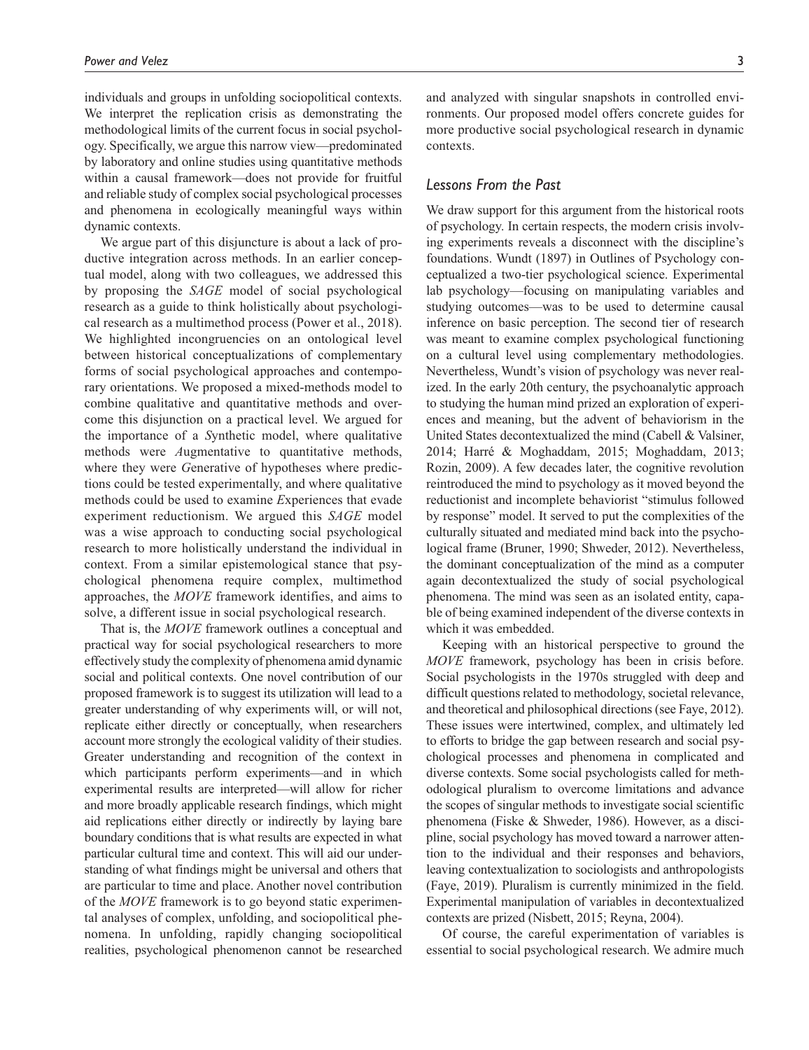individuals and groups in unfolding sociopolitical contexts. We interpret the replication crisis as demonstrating the methodological limits of the current focus in social psychology. Specifically, we argue this narrow view—predominated by laboratory and online studies using quantitative methods within a causal framework—does not provide for fruitful and reliable study of complex social psychological processes and phenomena in ecologically meaningful ways within dynamic contexts.

We argue part of this disjuncture is about a lack of productive integration across methods. In an earlier conceptual model, along with two colleagues, we addressed this by proposing the *SAGE* model of social psychological research as a guide to think holistically about psychological research as a multimethod process (Power et al., 2018). We highlighted incongruencies on an ontological level between historical conceptualizations of complementary forms of social psychological approaches and contemporary orientations. We proposed a mixed-methods model to combine qualitative and quantitative methods and overcome this disjunction on a practical level. We argued for the importance of a *S*ynthetic model, where qualitative methods were *A*ugmentative to quantitative methods, where they were *G*enerative of hypotheses where predictions could be tested experimentally, and where qualitative methods could be used to examine *E*xperiences that evade experiment reductionism. We argued this *SAGE* model was a wise approach to conducting social psychological research to more holistically understand the individual in context. From a similar epistemological stance that psychological phenomena require complex, multimethod approaches, the *MOVE* framework identifies, and aims to solve, a different issue in social psychological research.

That is, the *MOVE* framework outlines a conceptual and practical way for social psychological researchers to more effectively study the complexity of phenomena amid dynamic social and political contexts. One novel contribution of our proposed framework is to suggest its utilization will lead to a greater understanding of why experiments will, or will not, replicate either directly or conceptually, when researchers account more strongly the ecological validity of their studies. Greater understanding and recognition of the context in which participants perform experiments—and in which experimental results are interpreted—will allow for richer and more broadly applicable research findings, which might aid replications either directly or indirectly by laying bare boundary conditions that is what results are expected in what particular cultural time and context. This will aid our understanding of what findings might be universal and others that are particular to time and place. Another novel contribution of the *MOVE* framework is to go beyond static experimental analyses of complex, unfolding, and sociopolitical phenomena. In unfolding, rapidly changing sociopolitical realities, psychological phenomenon cannot be researched and analyzed with singular snapshots in controlled environments. Our proposed model offers concrete guides for more productive social psychological research in dynamic contexts.

## Lessons From the Past

We draw support for this argument from the historical roots of psychology. In certain respects, the modern crisis involving experiments reveals a disconnect with the discipline's foundations. Wundt (1897) in Outlines of Psychology conceptualized a two-tier psychological science. Experimental lab psychology—focusing on manipulating variables and studying outcomes—was to be used to determine causal inference on basic perception. The second tier of research was meant to examine complex psychological functioning on a cultural level using complementary methodologies. Nevertheless, Wundt's vision of psychology was never realized. In the early 20th century, the psychoanalytic approach to studying the human mind prized an exploration of experiences and meaning, but the advent of behaviorism in the United States decontextualized the mind (Cabell & Valsiner, 2014; Harré & Moghaddam, 2015; Moghaddam, 2013; Rozin, 2009). A few decades later, the cognitive revolution reintroduced the mind to psychology as it moved beyond the reductionist and incomplete behaviorist "stimulus followed by response" model. It served to put the complexities of the culturally situated and mediated mind back into the psychological frame (Bruner, 1990; Shweder, 2012). Nevertheless, the dominant conceptualization of the mind as a computer again decontextualized the study of social psychological phenomena. The mind was seen as an isolated entity, capable of being examined independent of the diverse contexts in which it was embedded.

Keeping with an historical perspective to ground the *MOVE* framework, psychology has been in crisis before. Social psychologists in the 1970s struggled with deep and difficult questions related to methodology, societal relevance, and theoretical and philosophical directions (see Faye, 2012). These issues were intertwined, complex, and ultimately led to efforts to bridge the gap between research and social psychological processes and phenomena in complicated and diverse contexts. Some social psychologists called for methodological pluralism to overcome limitations and advance the scopes of singular methods to investigate social scientific phenomena (Fiske & Shweder, 1986). However, as a discipline, social psychology has moved toward a narrower attention to the individual and their responses and behaviors, leaving contextualization to sociologists and anthropologists (Faye, 2019). Pluralism is currently minimized in the field. Experimental manipulation of variables in decontextualized contexts are prized (Nisbett, 2015; Reyna, 2004).

Of course, the careful experimentation of variables is essential to social psychological research. We admire much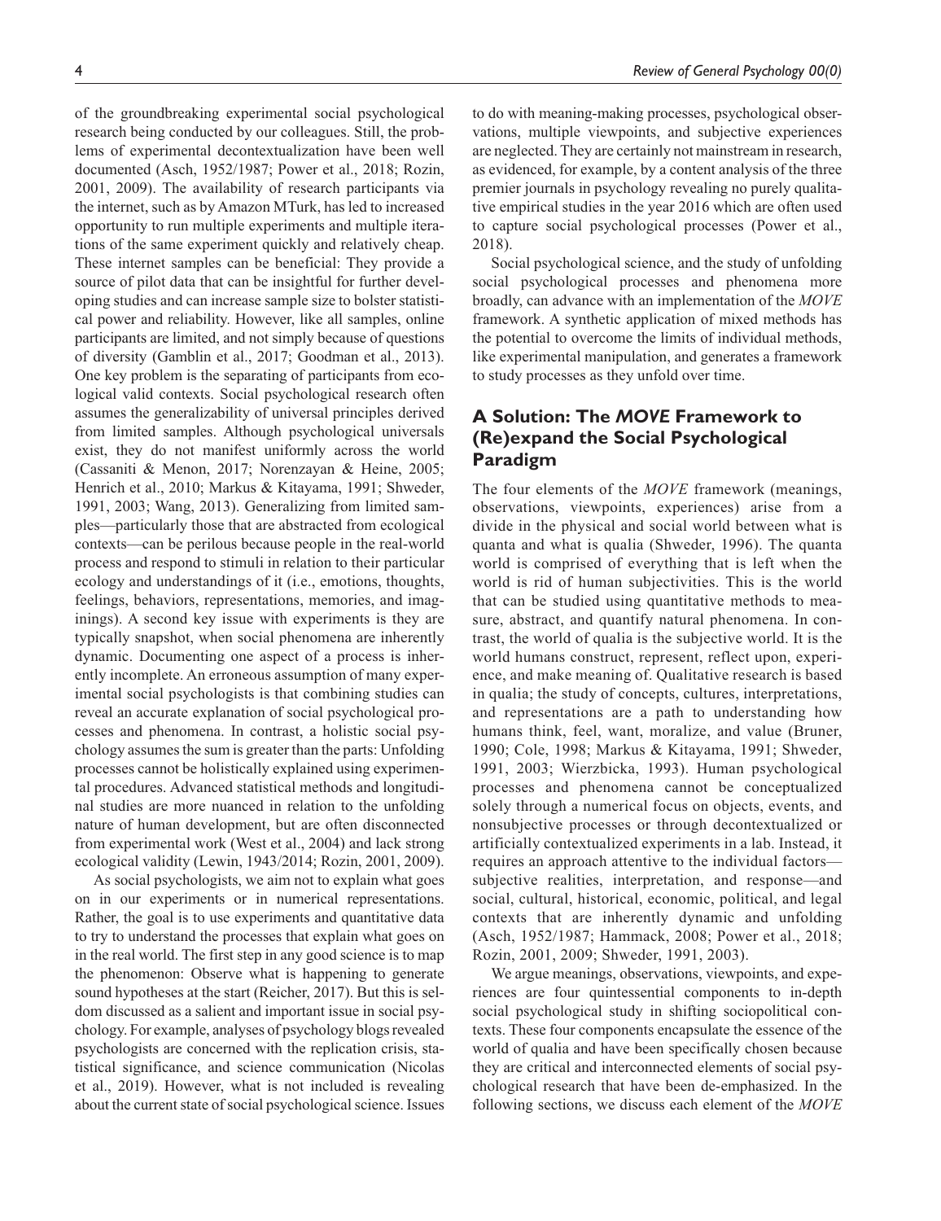of the groundbreaking experimental social psychological research being conducted by our colleagues. Still, the problems of experimental decontextualization have been well documented (Asch, 1952/1987; Power et al., 2018; Rozin, 2001, 2009). The availability of research participants via the internet, such as by Amazon MTurk, has led to increased opportunity to run multiple experiments and multiple iterations of the same experiment quickly and relatively cheap. These internet samples can be beneficial: They provide a source of pilot data that can be insightful for further developing studies and can increase sample size to bolster statistical power and reliability. However, like all samples, online participants are limited, and not simply because of questions of diversity (Gamblin et al., 2017; Goodman et al., 2013). One key problem is the separating of participants from ecological valid contexts. Social psychological research often assumes the generalizability of universal principles derived from limited samples. Although psychological universals exist, they do not manifest uniformly across the world (Cassaniti & Menon, 2017; Norenzayan & Heine, 2005; Henrich et al., 2010; Markus & Kitayama, 1991; Shweder, 1991, 2003; Wang, 2013). Generalizing from limited samples—particularly those that are abstracted from ecological contexts—can be perilous because people in the real-world process and respond to stimuli in relation to their particular ecology and understandings of it (i.e., emotions, thoughts, feelings, behaviors, representations, memories, and imaginings). A second key issue with experiments is they are typically snapshot, when social phenomena are inherently dynamic. Documenting one aspect of a process is inherently incomplete. An erroneous assumption of many experimental social psychologists is that combining studies can reveal an accurate explanation of social psychological processes and phenomena. In contrast, a holistic social psychology assumes the sum is greater than the parts: Unfolding processes cannot be holistically explained using experimental procedures. Advanced statistical methods and longitudinal studies are more nuanced in relation to the unfolding nature of human development, but are often disconnected from experimental work (West et al., 2004) and lack strong ecological validity (Lewin, 1943/2014; Rozin, 2001, 2009).

As social psychologists, we aim not to explain what goes on in our experiments or in numerical representations. Rather, the goal is to use experiments and quantitative data to try to understand the processes that explain what goes on in the real world. The first step in any good science is to map the phenomenon: Observe what is happening to generate sound hypotheses at the start (Reicher, 2017). But this is seldom discussed as a salient and important issue in social psychology. For example, analyses of psychology blogs revealed psychologists are concerned with the replication crisis, statistical significance, and science communication (Nicolas et al., 2019). However, what is not included is revealing about the current state of social psychological science. Issues to do with meaning-making processes, psychological observations, multiple viewpoints, and subjective experiences are neglected. They are certainly not mainstream in research, as evidenced, for example, by a content analysis of the three premier journals in psychology revealing no purely qualitative empirical studies in the year 2016 which are often used to capture social psychological processes (Power et al., 2018).

Social psychological science, and the study of unfolding social psychological processes and phenomena more broadly, can advance with an implementation of the *MOVE* framework. A synthetic application of mixed methods has the potential to overcome the limits of individual methods, like experimental manipulation, and generates a framework to study processes as they unfold over time.

## A Solution: The *MOVE* Framework to (Re)expand the Social Psychological Paradigm

The four elements of the *MOVE* framework (meanings, observations, viewpoints, experiences) arise from a divide in the physical and social world between what is quanta and what is qualia (Shweder, 1996). The quanta world is comprised of everything that is left when the world is rid of human subjectivities. This is the world that can be studied using quantitative methods to measure, abstract, and quantify natural phenomena. In contrast, the world of qualia is the subjective world. It is the world humans construct, represent, reflect upon, experience, and make meaning of. Qualitative research is based in qualia; the study of concepts, cultures, interpretations, and representations are a path to understanding how humans think, feel, want, moralize, and value (Bruner, 1990; Cole, 1998; Markus & Kitayama, 1991; Shweder, 1991, 2003; Wierzbicka, 1993). Human psychological processes and phenomena cannot be conceptualized solely through a numerical focus on objects, events, and nonsubjective processes or through decontextualized or artificially contextualized experiments in a lab. Instead, it requires an approach attentive to the individual factors—subjective realities, interpretation, and response—and social, cultural, historical, economic, political, and legal contexts that are inherently dynamic and unfolding (Asch, 1952/1987; Hammack, 2008; Power et al., 2018; Rozin, 2001, 2009; Shweder, 1991, 2003).

We argue meanings, observations, viewpoints, and experiences are four quintessential components to in-depth social psychological study in shifting sociopolitical contexts. These four components encapsulate the essence of the world of qualia and have been specifically chosen because they are critical and interconnected elements of social psychological research that have been de-emphasized. In the following sections, we discuss each element of the *MOVE*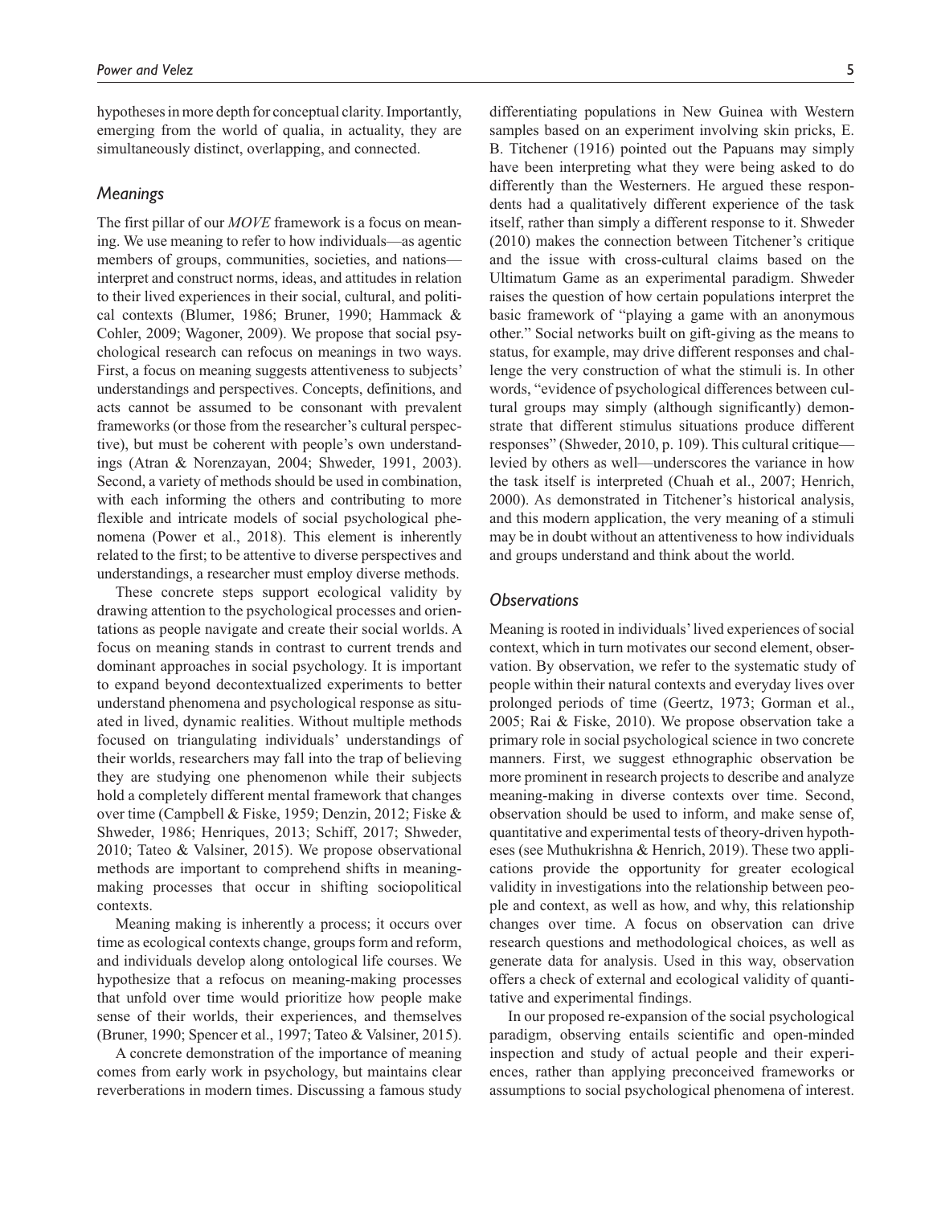hypotheses in more depth for conceptual clarity. Importantly, emerging from the world of qualia, in actuality, they are simultaneously distinct, overlapping, and connected.

## *Meanings*

The first pillar of our *MOVE* framework is a focus on meaning. We use meaning to refer to how individuals—as agentic members of groups, communities, societies, and nations—interpret and construct norms, ideas, and attitudes in relation to their lived experiences in their social, cultural, and political contexts (Blumer, 1986; Bruner, 1990; Hammack & Cohler, 2009; Wagoner, 2009). We propose that social psychological research can refocus on meanings in two ways. First, a focus on meaning suggests attentiveness to subjects' understandings and perspectives. Concepts, definitions, and acts cannot be assumed to be consonant with prevalent frameworks (or those from the researcher's cultural perspective), but must be coherent with people's own understandings (Atran & Norenzayan, 2004; Shweder, 1991, 2003). Second, a variety of methods should be used in combination, with each informing the others and contributing to more flexible and intricate models of social psychological phenomena (Power et al., 2018). This element is inherently related to the first; to be attentive to diverse perspectives and understandings, a researcher must employ diverse methods.

These concrete steps support ecological validity by drawing attention to the psychological processes and orientations as people navigate and create their social worlds. A focus on meaning stands in contrast to current trends and dominant approaches in social psychology. It is important to expand beyond decontextualized experiments to better understand phenomena and psychological response as situated in lived, dynamic realities. Without multiple methods focused on triangulating individuals' understandings of their worlds, researchers may fall into the trap of believing they are studying one phenomenon while their subjects hold a completely different mental framework that changes over time (Campbell & Fiske, 1959; Denzin, 2012; Fiske & Shweder, 1986; Henriques, 2013; Schiff, 2017; Shweder, 2010; Tateo & Valsiner, 2015). We propose observational methods are important to comprehend shifts in meaning-making processes that occur in shifting sociopolitical contexts.

Meaning making is inherently a process; it occurs over time as ecological contexts change, groups form and reform, and individuals develop along ontological life courses. We hypothesize that a refocus on meaning-making processes that unfold over time would prioritize how people make sense of their worlds, their experiences, and themselves (Bruner, 1990; Spencer et al., 1997; Tateo & Valsiner, 2015).

A concrete demonstration of the importance of meaning comes from early work in psychology, but maintains clear reverberations in modern times. Discussing a famous study differentiating populations in New Guinea with Western samples based on an experiment involving skin pricks, E. B. Titchener (1916) pointed out the Papuans may simply have been interpreting what they were being asked to do differently than the Westerners. He argued these respondents had a qualitatively different experience of the task itself, rather than simply a different response to it. Shweder (2010) makes the connection between Titchener's critique and the issue with cross-cultural claims based on the Ultimatum Game as an experimental paradigm. Shweder raises the question of how certain populations interpret the basic framework of "playing a game with an anonymous other." Social networks built on gift-giving as the means to status, for example, may drive different responses and challenge the very construction of what the stimuli is. In other words, "evidence of psychological differences between cultural groups may simply (although significantly) demonstrate that different stimulus situations produce different responses" (Shweder, 2010, p. 109). This cultural critique—levied by others as well—underscores the variance in how the task itself is interpreted (Chuah et al., 2007; Henrich, 2000). As demonstrated in Titchener's historical analysis, and this modern application, the very meaning of a stimuli may be in doubt without an attentiveness to how individuals and groups understand and think about the world.

## *Observations*

Meaning is rooted in individuals' lived experiences of social context, which in turn motivates our second element, observation. By observation, we refer to the systematic study of people within their natural contexts and everyday lives over prolonged periods of time (Geertz, 1973; Gorman et al., 2005; Rai & Fiske, 2010). We propose observation take a primary role in social psychological science in two concrete manners. First, we suggest ethnographic observation be more prominent in research projects to describe and analyze meaning-making in diverse contexts over time. Second, observation should be used to inform, and make sense of, quantitative and experimental tests of theory-driven hypotheses (see Muthukrishna & Henrich, 2019). These two applications provide the opportunity for greater ecological validity in investigations into the relationship between people and context, as well as how, and why, this relationship changes over time. A focus on observation can drive research questions and methodological choices, as well as generate data for analysis. Used in this way, observation offers a check of external and ecological validity of quantitative and experimental findings.

In our proposed re-expansion of the social psychological paradigm, observing entails scientific and open-minded inspection and study of actual people and their experiences, rather than applying preconceived frameworks or assumptions to social psychological phenomena of interest.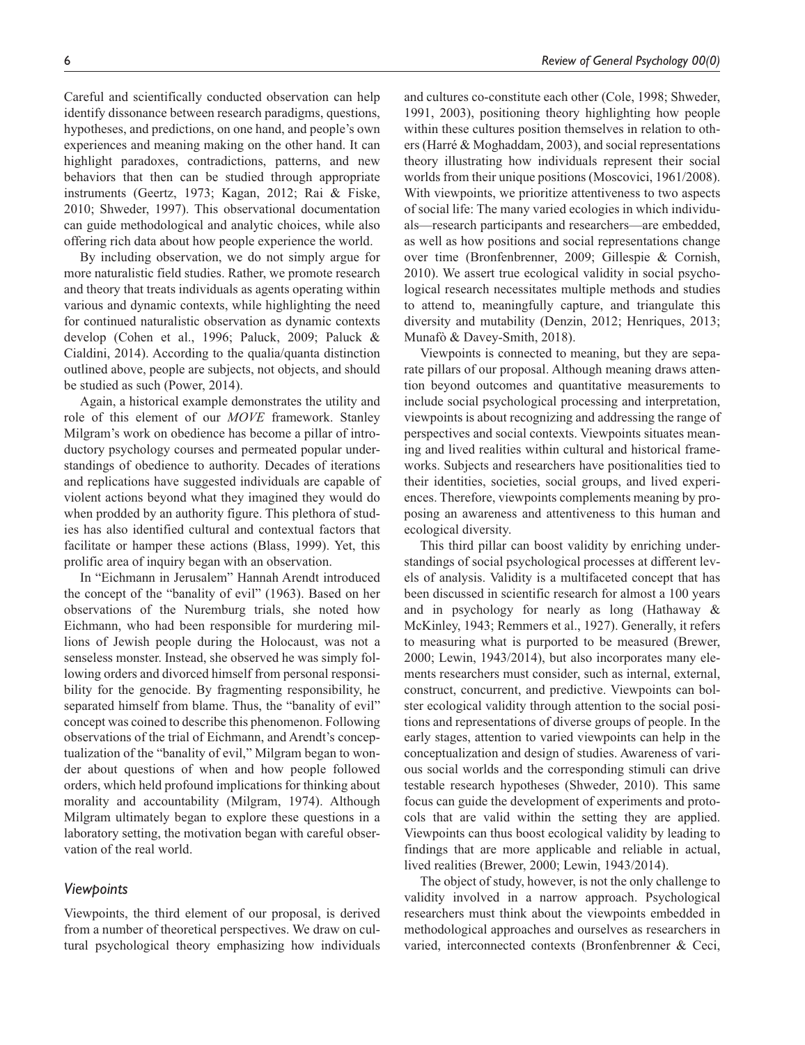Careful and scientifically conducted observation can help identify dissonance between research paradigms, questions, hypotheses, and predictions, on one hand, and people's own experiences and meaning making on the other hand. It can highlight paradoxes, contradictions, patterns, and new behaviors that then can be studied through appropriate instruments (Geertz, 1973; Kagan, 2012; Rai & Fiske, 2010; Shweder, 1997). This observational documentation can guide methodological and analytic choices, while also offering rich data about how people experience the world.

By including observation, we do not simply argue for more naturalistic field studies. Rather, we promote research and theory that treats individuals as agents operating within various and dynamic contexts, while highlighting the need for continued naturalistic observation as dynamic contexts develop (Cohen et al., 1996; Paluck, 2009; Paluck & Cialdini, 2014). According to the qualia/quanta distinction outlined above, people are subjects, not objects, and should be studied as such (Power, 2014).

Again, a historical example demonstrates the utility and role of this element of our *MOVE* framework. Stanley Milgram's work on obedience has become a pillar of introductory psychology courses and permeated popular understandings of obedience to authority. Decades of iterations and replications have suggested individuals are capable of violent actions beyond what they imagined they would do when prodded by an authority figure. This plethora of studies has also identified cultural and contextual factors that facilitate or hamper these actions (Blass, 1999). Yet, this prolific area of inquiry began with an observation.

In "Eichmann in Jerusalem" Hannah Arendt introduced the concept of the "banality of evil" (1963). Based on her observations of the Nuremburg trials, she noted how Eichmann, who had been responsible for murdering millions of Jewish people during the Holocaust, was not a senseless monster. Instead, she observed he was simply following orders and divorced himself from personal responsibility for the genocide. By fragmenting responsibility, he separated himself from blame. Thus, the "banality of evil" concept was coined to describe this phenomenon. Following observations of the trial of Eichmann, and Arendt's conceptualization of the "banality of evil," Milgram began to wonder about questions of when and how people followed orders, which held profound implications for thinking about morality and accountability (Milgram, 1974). Although Milgram ultimately began to explore these questions in a laboratory setting, the motivation began with careful observation of the real world.

### *Viewpoints*

Viewpoints, the third element of our proposal, is derived from a number of theoretical perspectives. We draw on cultural psychological theory emphasizing how individuals and cultures co-constitute each other (Cole, 1998; Shweder, 1991, 2003), positioning theory highlighting how people within these cultures position themselves in relation to others (Harré & Moghaddam, 2003), and social representations theory illustrating how individuals represent their social worlds from their unique positions (Moscovici, 1961/2008). With viewpoints, we prioritize attentiveness to two aspects of social life: The many varied ecologies in which individuals—research participants and researchers—are embedded, as well as how positions and social representations change over time (Bronfenbrenner, 2009; Gillespie & Cornish, 2010). We assert true ecological validity in social psychological research necessitates multiple methods and studies to attend to, meaningfully capture, and triangulate this diversity and mutability (Denzin, 2012; Henriques, 2013; Munafò & Davey-Smith, 2018).

Viewpoints is connected to meaning, but they are separate pillars of our proposal. Although meaning draws attention beyond outcomes and quantitative measurements to include social psychological processing and interpretation, viewpoints is about recognizing and addressing the range of perspectives and social contexts. Viewpoints situates meaning and lived realities within cultural and historical frameworks. Subjects and researchers have positionalities tied to their identities, societies, social groups, and lived experiences. Therefore, viewpoints complements meaning by proposing an awareness and attentiveness to this human and ecological diversity.

This third pillar can boost validity by enriching understandings of social psychological processes at different levels of analysis. Validity is a multifaceted concept that has been discussed in scientific research for almost a 100 years and in psychology for nearly as long (Hathaway & McKinley, 1943; Remmers et al., 1927). Generally, it refers to measuring what is purported to be measured (Brewer, 2000; Lewin, 1943/2014), but also incorporates many elements researchers must consider, such as internal, external, construct, concurrent, and predictive. Viewpoints can bolster ecological validity through attention to the social positions and representations of diverse groups of people. In the early stages, attention to varied viewpoints can help in the conceptualization and design of studies. Awareness of various social worlds and the corresponding stimuli can drive testable research hypotheses (Shweder, 2010). This same focus can guide the development of experiments and protocols that are valid within the setting they are applied. Viewpoints can thus boost ecological validity by leading to findings that are more applicable and reliable in actual, lived realities (Brewer, 2000; Lewin, 1943/2014).

The object of study, however, is not the only challenge to validity involved in a narrow approach. Psychological researchers must think about the viewpoints embedded in methodological approaches and ourselves as researchers in varied, interconnected contexts (Bronfenbrenner & Ceci,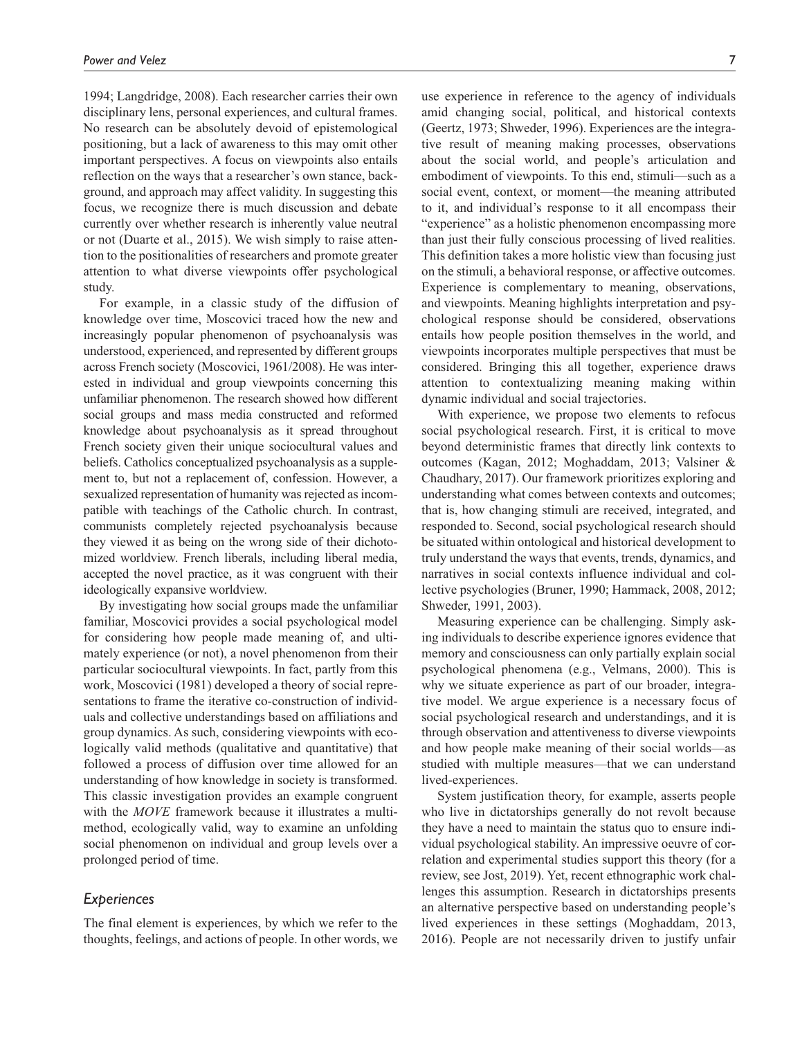1994; Langdridge, 2008). Each researcher carries their own disciplinary lens, personal experiences, and cultural frames. No research can be absolutely devoid of epistemological positioning, but a lack of awareness to this may omit other important perspectives. A focus on viewpoints also entails reflection on the ways that a researcher's own stance, background, and approach may affect validity. In suggesting this focus, we recognize there is much discussion and debate currently over whether research is inherently value neutral or not (Duarte et al., 2015). We wish simply to raise attention to the positionalities of researchers and promote greater attention to what diverse viewpoints offer psychological study.

For example, in a classic study of the diffusion of knowledge over time, Moscovici traced how the new and increasingly popular phenomenon of psychoanalysis was understood, experienced, and represented by different groups across French society (Moscovici, 1961/2008). He was interested in individual and group viewpoints concerning this unfamiliar phenomenon. The research showed how different social groups and mass media constructed and reformed knowledge about psychoanalysis as it spread throughout French society given their unique sociocultural values and beliefs. Catholics conceptualized psychoanalysis as a supplement to, but not a replacement of, confession. However, a sexualized representation of humanity was rejected as incompatible with teachings of the Catholic church. In contrast, communists completely rejected psychoanalysis because they viewed it as being on the wrong side of their dichotomized worldview. French liberals, including liberal media, accepted the novel practice, as it was congruent with their ideologically expansive worldview.

By investigating how social groups made the unfamiliar familiar, Moscovici provides a social psychological model for considering how people made meaning of, and ultimately experience (or not), a novel phenomenon from their particular sociocultural viewpoints. In fact, partly from this work, Moscovici (1981) developed a theory of social representations to frame the iterative co-construction of individuals and collective understandings based on affiliations and group dynamics. As such, considering viewpoints with ecologically valid methods (qualitative and quantitative) that followed a process of diffusion over time allowed for an understanding of how knowledge in society is transformed. This classic investigation provides an example congruent with the *MOVE* framework because it illustrates a multimethod, ecologically valid, way to examine an unfolding social phenomenon on individual and group levels over a prolonged period of time.

### *Experiences*

The final element is experiences, by which we refer to the thoughts, feelings, and actions of people. In other words, we use experience in reference to the agency of individuals amid changing social, political, and historical contexts (Geertz, 1973; Shweder, 1996). Experiences are the integrative result of meaning making processes, observations about the social world, and people's articulation and embodiment of viewpoints. To this end, stimuli—such as a social event, context, or moment—the meaning attributed to it, and individual's response to it all encompass their "experience" as a holistic phenomenon encompassing more than just their fully conscious processing of lived realities. This definition takes a more holistic view than focusing just on the stimuli, a behavioral response, or affective outcomes. Experience is complementary to meaning, observations, and viewpoints. Meaning highlights interpretation and psychological response should be considered, observations entails how people position themselves in the world, and viewpoints incorporates multiple perspectives that must be considered. Bringing this all together, experience draws attention to contextualizing meaning making within dynamic individual and social trajectories.

With experience, we propose two elements to refocus social psychological research. First, it is critical to move beyond deterministic frames that directly link contexts to outcomes (Kagan, 2012; Moghaddam, 2013; Valsiner & Chaudhary, 2017). Our framework prioritizes exploring and understanding what comes between contexts and outcomes; that is, how changing stimuli are received, integrated, and responded to. Second, social psychological research should be situated within ontological and historical development to truly understand the ways that events, trends, dynamics, and narratives in social contexts influence individual and collective psychologies (Bruner, 1990; Hammack, 2008, 2012; Shweder, 1991, 2003).

Measuring experience can be challenging. Simply asking individuals to describe experience ignores evidence that memory and consciousness can only partially explain social psychological phenomena (e.g., Velmans, 2000). This is why we situate experience as part of our broader, integrative model. We argue experience is a necessary focus of social psychological research and understandings, and it is through observation and attentiveness to diverse viewpoints and how people make meaning of their social worlds—as studied with multiple measures—that we can understand lived-experiences.

System justification theory, for example, asserts people who live in dictatorships generally do not revolt because they have a need to maintain the status quo to ensure individual psychological stability. An impressive oeuvre of correlation and experimental studies support this theory (for a review, see Jost, 2019). Yet, recent ethnographic work challenges this assumption. Research in dictatorships presents an alternative perspective based on understanding people's lived experiences in these settings (Moghaddam, 2013, 2016). People are not necessarily driven to justify unfair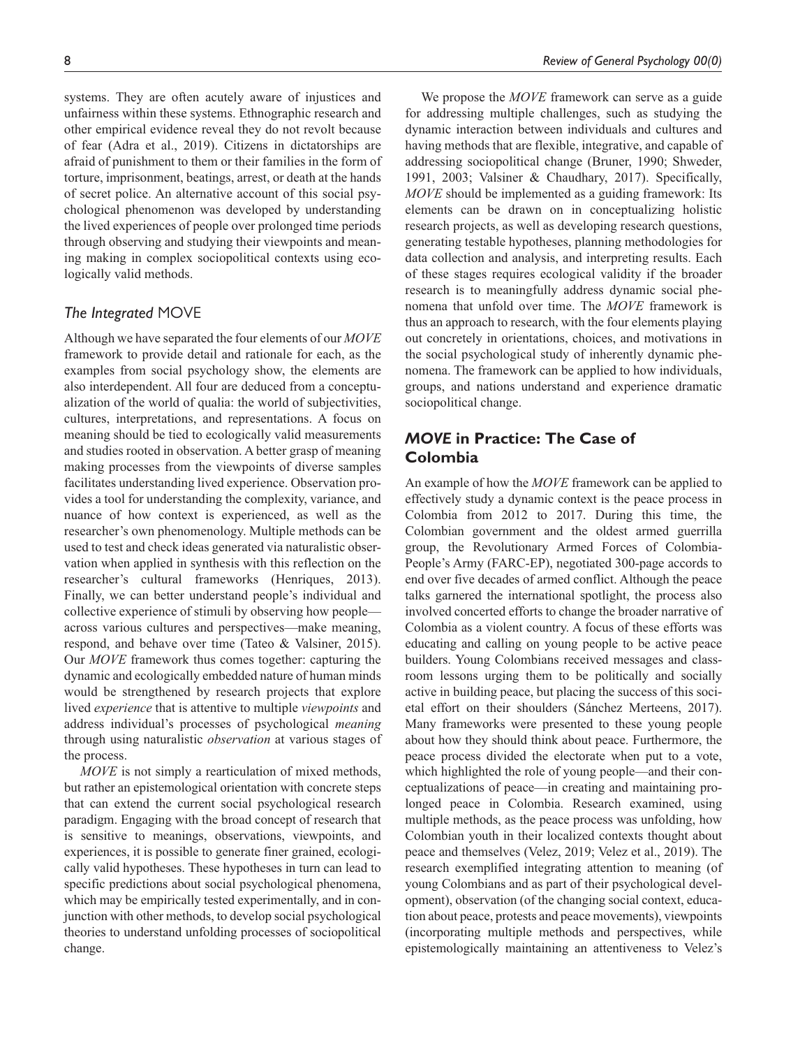systems. They are often acutely aware of injustices and unfairness within these systems. Ethnographic research and other empirical evidence reveal they do not revolt because of fear (Adra et al., 2019). Citizens in dictatorships are afraid of punishment to them or their families in the form of torture, imprisonment, beatings, arrest, or death at the hands of secret police. An alternative account of this social psychological phenomenon was developed by understanding the lived experiences of people over prolonged time periods through observing and studying their viewpoints and meaning making in complex sociopolitical contexts using ecologically valid methods.

### *The Integrated* MOVE

Although we have separated the four elements of our *MOVE* framework to provide detail and rationale for each, as the examples from social psychology show, the elements are also interdependent. All four are deduced from a conceptualization of the world of qualia: the world of subjectivities, cultures, interpretations, and representations. A focus on meaning should be tied to ecologically valid measurements and studies rooted in observation. A better grasp of meaning making processes from the viewpoints of diverse samples facilitates understanding lived experience. Observation provides a tool for understanding the complexity, variance, and nuance of how context is experienced, as well as the researcher's own phenomenology. Multiple methods can be used to test and check ideas generated via naturalistic observation when applied in synthesis with this reflection on the researcher's cultural frameworks (Henriques, 2013). Finally, we can better understand people's individual and collective experience of stimuli by observing how people—across various cultures and perspectives—make meaning, respond, and behave over time (Tateo & Valsiner, 2015). Our *MOVE* framework thus comes together: capturing the dynamic and ecologically embedded nature of human minds would be strengthened by research projects that explore lived *experience* that is attentive to multiple *viewpoints* and address individual's processes of psychological *meaning* through using naturalistic *observation* at various stages of the process.

*MOVE* is not simply a rearticulation of mixed methods, but rather an epistemological orientation with concrete steps that can extend the current social psychological research paradigm. Engaging with the broad concept of research that is sensitive to meanings, observations, viewpoints, and experiences, it is possible to generate finer grained, ecologically valid hypotheses. These hypotheses in turn can lead to specific predictions about social psychological phenomena, which may be empirically tested experimentally, and in conjunction with other methods, to develop social psychological theories to understand unfolding processes of sociopolitical change.

We propose the *MOVE* framework can serve as a guide for addressing multiple challenges, such as studying the dynamic interaction between individuals and cultures and having methods that are flexible, integrative, and capable of addressing sociopolitical change (Bruner, 1990; Shweder, 1991, 2003; Valsiner & Chaudhary, 2017). Specifically, *MOVE* should be implemented as a guiding framework: Its elements can be drawn on in conceptualizing holistic research projects, as well as developing research questions, generating testable hypotheses, planning methodologies for data collection and analysis, and interpreting results. Each of these stages requires ecological validity if the broader research is to meaningfully address dynamic social phenomena that unfold over time. The *MOVE* framework is thus an approach to research, with the four elements playing out concretely in orientations, choices, and motivations in the social psychological study of inherently dynamic phenomena. The framework can be applied to how individuals, groups, and nations understand and experience dramatic sociopolitical change.

## ***MOVE* in Practice: The Case of Colombia**

An example of how the *MOVE* framework can be applied to effectively study a dynamic context is the peace process in Colombia from 2012 to 2017. During this time, the Colombian government and the oldest armed guerrilla group, the Revolutionary Armed Forces of Colombia-People's Army (FARC-EP), negotiated 300-page accords to end over five decades of armed conflict. Although the peace talks garnered the international spotlight, the process also involved concerted efforts to change the broader narrative of Colombia as a violent country. A focus of these efforts was educating and calling on young people to be active peace builders. Young Colombians received messages and classroom lessons urging them to be politically and socially active in building peace, but placing the success of this societal effort on their shoulders (Sánchez Merteens, 2017). Many frameworks were presented to these young people about how they should think about peace. Furthermore, the peace process divided the electorate when put to a vote, which highlighted the role of young people—and their conceptualizations of peace—in creating and maintaining prolonged peace in Colombia. Research examined, using multiple methods, as the peace process was unfolding, how Colombian youth in their localized contexts thought about peace and themselves (Velez, 2019; Velez et al., 2019). The research exemplified integrating attention to meaning (of young Colombians and as part of their psychological development), observation (of the changing social context, education about peace, protests and peace movements), viewpoints (incorporating multiple methods and perspectives, while epistemologically maintaining an attentiveness to Velez's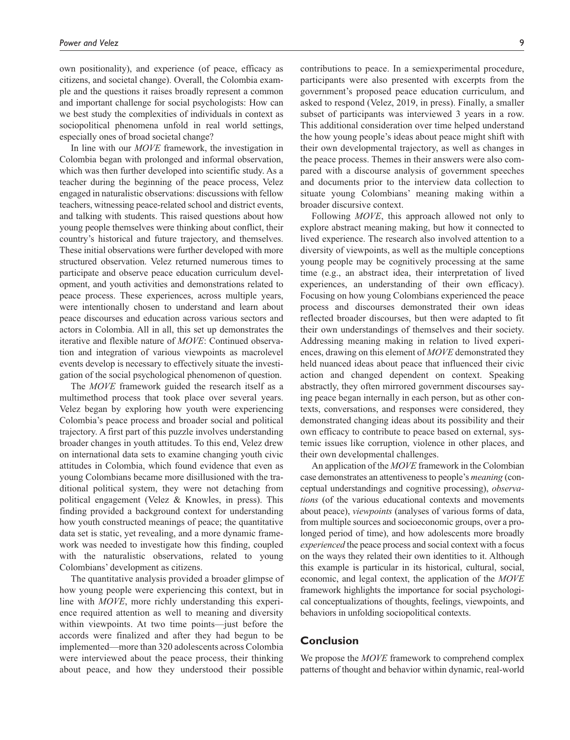own positionality), and experience (of peace, efficacy as citizens, and societal change). Overall, the Colombia example and the questions it raises broadly represent a common and important challenge for social psychologists: How can we best study the complexities of individuals in context as sociopolitical phenomena unfold in real world settings, especially ones of broad societal change?

In line with our *MOVE* framework, the investigation in Colombia began with prolonged and informal observation, which was then further developed into scientific study. As a teacher during the beginning of the peace process, Velez engaged in naturalistic observations: discussions with fellow teachers, witnessing peace-related school and district events, and talking with students. This raised questions about how young people themselves were thinking about conflict, their country's historical and future trajectory, and themselves. These initial observations were further developed with more structured observation. Velez returned numerous times to participate and observe peace education curriculum development, and youth activities and demonstrations related to peace process. These experiences, across multiple years, were intentionally chosen to understand and learn about peace discourses and education across various sectors and actors in Colombia. All in all, this set up demonstrates the iterative and flexible nature of *MOVE*: Continued observation and integration of various viewpoints as macrolevel events develop is necessary to effectively situate the investigation of the social psychological phenomenon of question.

The *MOVE* framework guided the research itself as a multimethod process that took place over several years. Velez began by exploring how youth were experiencing Colombia's peace process and broader social and political trajectory. A first part of this puzzle involves understanding broader changes in youth attitudes. To this end, Velez drew on international data sets to examine changing youth civic attitudes in Colombia, which found evidence that even as young Colombians became more disillusioned with the traditional political system, they were not detaching from political engagement (Velez & Knowles, in press). This finding provided a background context for understanding how youth constructed meanings of peace; the quantitative data set is static, yet revealing, and a more dynamic framework was needed to investigate how this finding, coupled with the naturalistic observations, related to young Colombians' development as citizens.

The quantitative analysis provided a broader glimpse of how young people were experiencing this context, but in line with *MOVE*, more richly understanding this experience required attention as well to meaning and diversity within viewpoints. At two time points—just before the accords were finalized and after they had begun to be implemented—more than 320 adolescents across Colombia were interviewed about the peace process, their thinking about peace, and how they understood their possible contributions to peace. In a semiexperimental procedure, participants were also presented with excerpts from the government's proposed peace education curriculum, and asked to respond (Velez, 2019, in press). Finally, a smaller subset of participants was interviewed 3 years in a row. This additional consideration over time helped understand the how young people's ideas about peace might shift with their own developmental trajectory, as well as changes in the peace process. Themes in their answers were also compared with a discourse analysis of government speeches and documents prior to the interview data collection to situate young Colombians' meaning making within a broader discursive context.

Following *MOVE*, this approach allowed not only to explore abstract meaning making, but how it connected to lived experience. The research also involved attention to a diversity of viewpoints, as well as the multiple conceptions young people may be cognitively processing at the same time (e.g., an abstract idea, their interpretation of lived experiences, an understanding of their own efficacy). Focusing on how young Colombians experienced the peace process and discourses demonstrated their own ideas reflected broader discourses, but then were adapted to fit their own understandings of themselves and their society. Addressing meaning making in relation to lived experiences, drawing on this element of *MOVE* demonstrated they held nuanced ideas about peace that influenced their civic action and changed dependent on context. Speaking abstractly, they often mirrored government discourses saying peace began internally in each person, but as other contexts, conversations, and responses were considered, they demonstrated changing ideas about its possibility and their own efficacy to contribute to peace based on external, systemic issues like corruption, violence in other places, and their own developmental challenges.

An application of the *MOVE* framework in the Colombian case demonstrates an attentiveness to people's *meaning* (conceptual understandings and cognitive processing), *observations* (of the various educational contexts and movements about peace), *viewpoints* (analyses of various forms of data, from multiple sources and socioeconomic groups, over a prolonged period of time), and how adolescents more broadly *experienced* the peace process and social context with a focus on the ways they related their own identities to it. Although this example is particular in its historical, cultural, social, economic, and legal context, the application of the *MOVE* framework highlights the importance for social psychological conceptualizations of thoughts, feelings, viewpoints, and behaviors in unfolding sociopolitical contexts.

## Conclusion

We propose the *MOVE* framework to comprehend complex patterns of thought and behavior within dynamic, real-world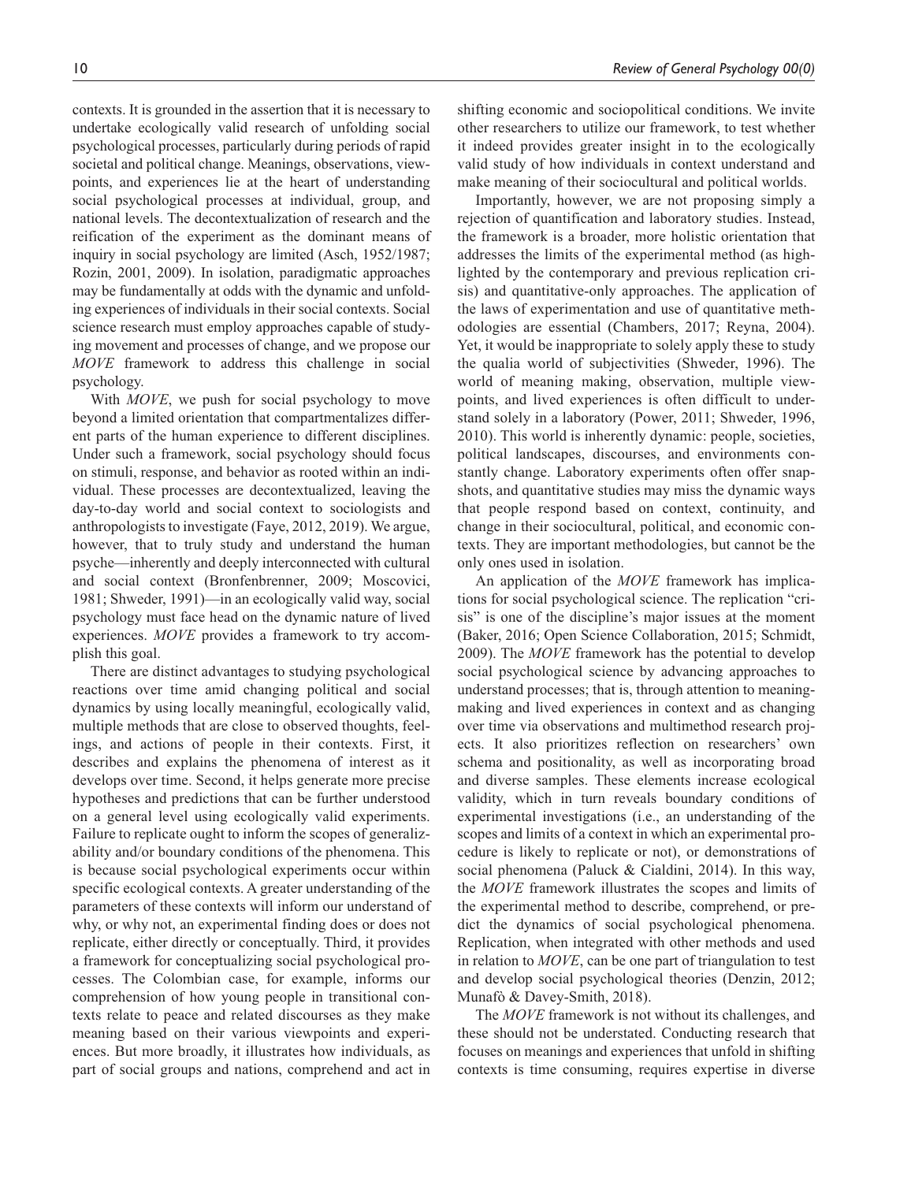contexts. It is grounded in the assertion that it is necessary to undertake ecologically valid research of unfolding social psychological processes, particularly during periods of rapid societal and political change. Meanings, observations, viewpoints, and experiences lie at the heart of understanding social psychological processes at individual, group, and national levels. The decontextualization of research and the reification of the experiment as the dominant means of inquiry in social psychology are limited (Asch, 1952/1987; Rozin, 2001, 2009). In isolation, paradigmatic approaches may be fundamentally at odds with the dynamic and unfolding experiences of individuals in their social contexts. Social science research must employ approaches capable of studying movement and processes of change, and we propose our *MOVE* framework to address this challenge in social psychology.

With *MOVE*, we push for social psychology to move beyond a limited orientation that compartmentalizes different parts of the human experience to different disciplines. Under such a framework, social psychology should focus on stimuli, response, and behavior as rooted within an individual. These processes are decontextualized, leaving the day-to-day world and social context to sociologists and anthropologists to investigate (Faye, 2012, 2019). We argue, however, that to truly study and understand the human psyche—inherently and deeply interconnected with cultural and social context (Bronfenbrenner, 2009; Moscovici, 1981; Shweder, 1991)—in an ecologically valid way, social psychology must face head on the dynamic nature of lived experiences. *MOVE* provides a framework to try accomplish this goal.

There are distinct advantages to studying psychological reactions over time amid changing political and social dynamics by using locally meaningful, ecologically valid, multiple methods that are close to observed thoughts, feelings, and actions of people in their contexts. First, it describes and explains the phenomena of interest as it develops over time. Second, it helps generate more precise hypotheses and predictions that can be further understood on a general level using ecologically valid experiments. Failure to replicate ought to inform the scopes of generalizability and/or boundary conditions of the phenomena. This is because social psychological experiments occur within specific ecological contexts. A greater understanding of the parameters of these contexts will inform our understand of why, or why not, an experimental finding does or does not replicate, either directly or conceptually. Third, it provides a framework for conceptualizing social psychological processes. The Colombian case, for example, informs our comprehension of how young people in transitional contexts relate to peace and related discourses as they make meaning based on their various viewpoints and experiences. But more broadly, it illustrates how individuals, as part of social groups and nations, comprehend and act in shifting economic and sociopolitical conditions. We invite other researchers to utilize our framework, to test whether it indeed provides greater insight in to the ecologically valid study of how individuals in context understand and make meaning of their sociocultural and political worlds.

Importantly, however, we are not proposing simply a rejection of quantification and laboratory studies. Instead, the framework is a broader, more holistic orientation that addresses the limits of the experimental method (as highlighted by the contemporary and previous replication crisis) and quantitative-only approaches. The application of the laws of experimentation and use of quantitative methodologies are essential (Chambers, 2017; Reyna, 2004). Yet, it would be inappropriate to solely apply these to study the qualia world of subjectivities (Shweder, 1996). The world of meaning making, observation, multiple viewpoints, and lived experiences is often difficult to understand solely in a laboratory (Power, 2011; Shweder, 1996, 2010). This world is inherently dynamic: people, societies, political landscapes, discourses, and environments constantly change. Laboratory experiments often offer snapshots, and quantitative studies may miss the dynamic ways that people respond based on context, continuity, and change in their sociocultural, political, and economic contexts. They are important methodologies, but cannot be the only ones used in isolation.

An application of the *MOVE* framework has implications for social psychological science. The replication "crisis" is one of the discipline's major issues at the moment (Baker, 2016; Open Science Collaboration, 2015; Schmidt, 2009). The *MOVE* framework has the potential to develop social psychological science by advancing approaches to understand processes; that is, through attention to meaning-making and lived experiences in context and as changing over time via observations and multimethod research projects. It also prioritizes reflection on researchers' own schema and positionality, as well as incorporating broad and diverse samples. These elements increase ecological validity, which in turn reveals boundary conditions of experimental investigations (i.e., an understanding of the scopes and limits of a context in which an experimental procedure is likely to replicate or not), or demonstrations of social phenomena (Paluck & Cialdini, 2014). In this way, the *MOVE* framework illustrates the scopes and limits of the experimental method to describe, comprehend, or predict the dynamics of social psychological phenomena. Replication, when integrated with other methods and used in relation to *MOVE*, can be one part of triangulation to test and develop social psychological theories (Denzin, 2012; Munafò & Davey-Smith, 2018).

The *MOVE* framework is not without its challenges, and these should not be understated. Conducting research that focuses on meanings and experiences that unfold in shifting contexts is time consuming, requires expertise in diverse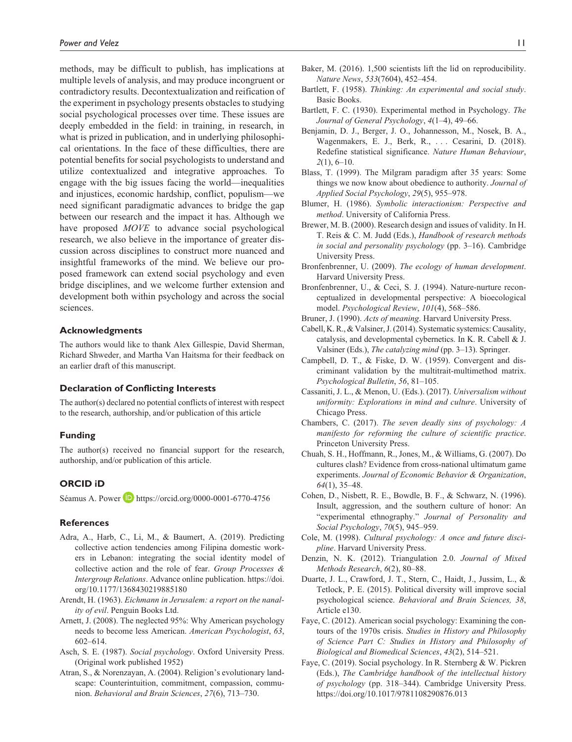methods, may be difficult to publish, has implications at multiple levels of analysis, and may produce incongruent or contradictory results. Decontextualization and reification of the experiment in psychology presents obstacles to studying social psychological processes over time. These issues are deeply embedded in the field: in training, in research, in what is prized in publication, and in underlying philosophical orientations. In the face of these difficulties, there are potential benefits for social psychologists to understand and utilize contextualized and integrative approaches. To engage with the big issues facing the world—inequalities and injustices, economic hardship, conflict, populism—we need significant paradigmatic advances to bridge the gap between our research and the impact it has. Although we have proposed *MOVE* to advance social psychological research, we also believe in the importance of greater discussion across disciplines to construct more nuanced and insightful frameworks of the mind. We believe our proposed framework can extend social psychology and even bridge disciplines, and we welcome further extension and development both within psychology and across the social sciences.

### Acknowledgments

The authors would like to thank Alex Gillespie, David Sherman, Richard Shweder, and Martha Van Haitsma for their feedback on an earlier draft of this manuscript.

### Declaration of Conflicting Interests

The author(s) declared no potential conflicts of interest with respect to the research, authorship, and/or publication of this article

### Funding

The author(s) received no financial support for the research, authorship, and/or publication of this article.

### ORCID iD

Séamus A. Power https://orcid.org/0000-0001-6770-4756

### References

Adra, A., Harb, C., Li, M., & Baumert, A. (2019). Predicting collective action tendencies among Filipina domestic workers in Lebanon: integrating the social identity model of collective action and the role of fear. *Group Processes & Intergroup Relations*. Advance online publication. https://doi.org/10.1177/1368430219885180

Arendt, H. (1963). *Eichmann in Jerusalem: a report on the nanality of evil*. Penguin Books Ltd.

Arnett, J. (2008). The neglected 95%: Why American psychology needs to become less American. *American Psychologist*, *63*, 602–614.

Asch, S. E. (1987). *Social psychology*. Oxford University Press. (Original work published 1952)

Atran, S., & Norenzayan, A. (2004). Religion's evolutionary landscape: Counterintuition, commitment, compassion, communion. *Behavioral and Brain Sciences*, *27*(6), 713–730.

Baker, M. (2016). 1,500 scientists lift the lid on reproducibility. *Nature News*, *533*(7604), 452–454.

Bartlett, F. (1958). *Thinking: An experimental and social study*. Basic Books.

Bartlett, F. C. (1930). Experimental method in Psychology. *The Journal of General Psychology*, *4*(1–4), 49–66.

Benjamin, D. J., Berger, J. O., Johannesson, M., Nosek, B. A., Wagenmakers, E. J., Berk, R., . . . Cesarini, D. (2018). Redefine statistical significance. *Nature Human Behaviour*, *2*(1), 6–10.

Blass, T. (1999). The Milgram paradigm after 35 years: Some things we now know about obedience to authority. *Journal of Applied Social Psychology*, *29*(5), 955–978.

Blumer, H. (1986). *Symbolic interactionism: Perspective and method*. University of California Press.

Brewer, M. B. (2000). Research design and issues of validity. In H. T. Reis & C. M. Judd (Eds.), *Handbook of research methods in social and personality psychology* (pp. 3–16). Cambridge University Press.

Bronfenbrenner, U. (2009). *The ecology of human development*. Harvard University Press.

Bronfenbrenner, U., & Ceci, S. J. (1994). Nature-nurture reconceptualized in developmental perspective: A bioecological model. *Psychological Review*, *101*(4), 568–586.

Bruner, J. (1990). *Acts of meaning*. Harvard University Press.

Cabell, K. R., & Valsiner, J. (2014). Systematic systemics: Causality, catalysis, and developmental cybernetics. In K. R. Cabell & J. Valsiner (Eds.), *The catalyzing mind* (pp. 3–13). Springer.

Campbell, D. T., & Fiske, D. W. (1959). Convergent and discriminant validation by the multitrait-multimethod matrix. *Psychological Bulletin*, *56*, 81–105.

Cassaniti, J. L., & Menon, U. (Eds.). (2017). *Universalism without uniformity: Explorations in mind and culture*. University of Chicago Press.

Chambers, C. (2017). *The seven deadly sins of psychology: A manifesto for reforming the culture of scientific practice*. Princeton University Press.

Chuah, S. H., Hoffmann, R., Jones, M., & Williams, G. (2007). Do cultures clash? Evidence from cross-national ultimatum game experiments. *Journal of Economic Behavior & Organization*, *64*(1), 35–48.

Cohen, D., Nisbett, R. E., Bowdle, B. F., & Schwarz, N. (1996). Insult, aggression, and the southern culture of honor: An "experimental ethnography." *Journal of Personality and Social Psychology*, *70*(5), 945–959.

Cole, M. (1998). *Cultural psychology: A once and future discipline*. Harvard University Press.

Denzin, N. K. (2012). Triangulation 2.0. *Journal of Mixed Methods Research*, *6*(2), 80–88.

Duarte, J. L., Crawford, J. T., Stern, C., Haidt, J., Jussim, L., & Tetlock, P. E. (2015). Political diversity will improve social psychological science. *Behavioral and Brain Sciences, 38*, Article e130.

Faye, C. (2012). American social psychology: Examining the contours of the 1970s crisis. *Studies in History and Philosophy of Science Part C: Studies in History and Philosophy of Biological and Biomedical Sciences*, *43*(2), 514–521.

Faye, C. (2019). Social psychology. In R. Sternberg & W. Pickren (Eds.), *The Cambridge handbook of the intellectual history of psychology* (pp. 318–344). Cambridge University Press. https://doi.org/10.1017/9781108290876.013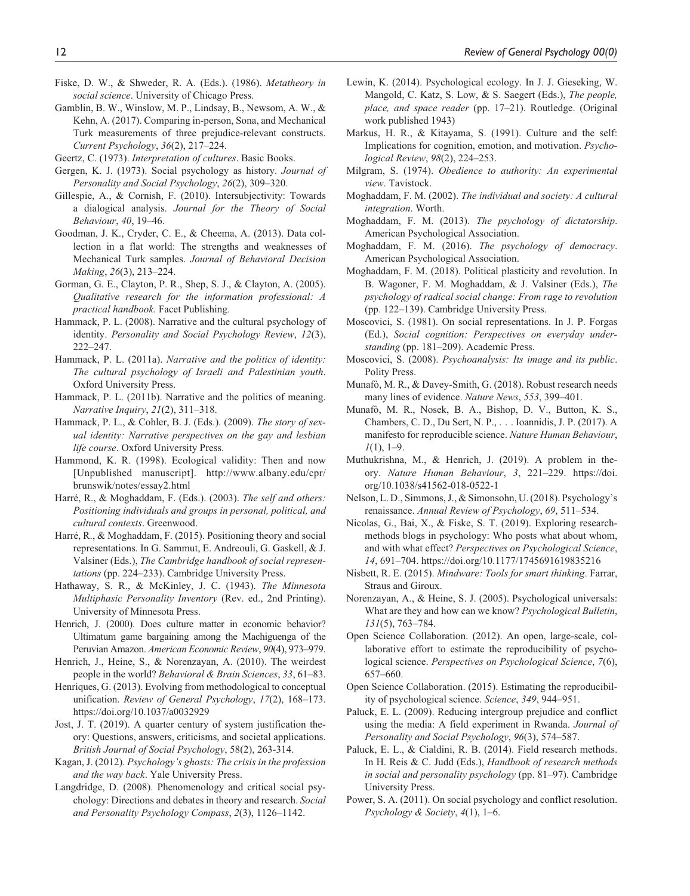Fiske, D. W., & Shweder, R. A. (Eds.). (1986). *Metatheory in social science*. University of Chicago Press.

Gamblin, B. W., Winslow, M. P., Lindsay, B., Newsom, A. W., & Kehn, A. (2017). Comparing in-person, Sona, and Mechanical Turk measurements of three prejudice-relevant constructs. *Current Psychology*, *36*(2), 217–224.

Geertz, C. (1973). *Interpretation of cultures*. Basic Books.

Gergen, K. J. (1973). Social psychology as history. *Journal of Personality and Social Psychology*, *26*(2), 309–320.

Gillespie, A., & Cornish, F. (2010). Intersubjectivity: Towards a dialogical analysis. *Journal for the Theory of Social Behaviour*, *40*, 19–46.

Goodman, J. K., Cryder, C. E., & Cheema, A. (2013). Data collection in a flat world: The strengths and weaknesses of Mechanical Turk samples. *Journal of Behavioral Decision Making*, *26*(3), 213–224.

Gorman, G. E., Clayton, P. R., Shep, S. J., & Clayton, A. (2005). *Qualitative research for the information professional: A practical handbook*. Facet Publishing.

Hammack, P. L. (2008). Narrative and the cultural psychology of identity. *Personality and Social Psychology Review*, *12*(3), 222–247.

Hammack, P. L. (2011a). *Narrative and the politics of identity: The cultural psychology of Israeli and Palestinian youth*. Oxford University Press.

Hammack, P. L. (2011b). Narrative and the politics of meaning. *Narrative Inquiry*, *21*(2), 311–318.

Hammack, P. L., & Cohler, B. J. (Eds.). (2009). *The story of sexual identity: Narrative perspectives on the gay and lesbian life course*. Oxford University Press.

Hammond, K. R. (1998). Ecological validity: Then and now [Unpublished manuscript]. http://www.albany.edu/cpr/brunswik/notes/essay2.html

Harré, R., & Moghaddam, F. (Eds.). (2003). *The self and others: Positioning individuals and groups in personal, political, and cultural contexts*. Greenwood.

Harré, R., & Moghaddam, F. (2015). Positioning theory and social representations. In G. Sammut, E. Andreouli, G. Gaskell, & J. Valsiner (Eds.), *The Cambridge handbook of social representations* (pp. 224–233). Cambridge University Press.

Hathaway, S. R., & McKinley, J. C. (1943). *The Minnesota Multiphasic Personality Inventory* (Rev. ed., 2nd Printing). University of Minnesota Press.

Henrich, J. (2000). Does culture matter in economic behavior? Ultimatum game bargaining among the Machiguenga of the Peruvian Amazon. *American Economic Review*, *90*(4), 973–979.

Henrich, J., Heine, S., & Norenzayan, A. (2010). The weirdest people in the world? *Behavioral & Brain Sciences*, *33*, 61–83.

Henriques, G. (2013). Evolving from methodological to conceptual unification. *Review of General Psychology*, *17*(2), 168–173. https://doi.org/10.1037/a0032929

Jost, J. T. (2019). A quarter century of system justification theory: Questions, answers, criticisms, and societal applications. *British Journal of Social Psychology*, 58(2), 263-314.

Kagan, J. (2012). *Psychology's ghosts: The crisis in the profession and the way back*. Yale University Press.

Langdridge, D. (2008). Phenomenology and critical social psychology: Directions and debates in theory and research. *Social and Personality Psychology Compass*, *2*(3), 1126–1142.

Lewin, K. (2014). Psychological ecology. In J. J. Gieseking, W. Mangold, C. Katz, S. Low, & S. Saegert (Eds.), *The people, place, and space reader* (pp. 17–21). Routledge. (Original work published 1943)

Markus, H. R., & Kitayama, S. (1991). Culture and the self: Implications for cognition, emotion, and motivation. *Psychological Review*, *98*(2), 224–253.

Milgram, S. (1974). *Obedience to authority: An experimental view*. Tavistock.

Moghaddam, F. M. (2002). *The individual and society: A cultural integration*. Worth.

Moghaddam, F. M. (2013). *The psychology of dictatorship*. American Psychological Association.

Moghaddam, F. M. (2016). *The psychology of democracy*. American Psychological Association.

Moghaddam, F. M. (2018). Political plasticity and revolution. In B. Wagoner, F. M. Moghaddam, & J. Valsiner (Eds.), *The psychology of radical social change: From rage to revolution* (pp. 122–139). Cambridge University Press.

Moscovici, S. (1981). On social representations. In J. P. Forgas (Ed.), *Social cognition: Perspectives on everyday understanding* (pp. 181–209). Academic Press.

Moscovici, S. (2008). *Psychoanalysis: Its image and its public*. Polity Press.

Munafò, M. R., & Davey-Smith, G. (2018). Robust research needs many lines of evidence. *Nature News*, *553*, 399–401.

Munafò, M. R., Nosek, B. A., Bishop, D. V., Button, K. S., Chambers, C. D., Du Sert, N. P., . . . Ioannidis, J. P. (2017). A manifesto for reproducible science. *Nature Human Behaviour*, *1*(1), 1–9.

Muthukrishna, M., & Henrich, J. (2019). A problem in theory. *Nature Human Behaviour*, *3*, 221–229. https://doi.org/10.1038/s41562-018-0522-1

Nelson, L. D., Simmons, J., & Simonsohn, U. (2018). Psychology's renaissance. *Annual Review of Psychology*, *69*, 511–534.

Nicolas, G., Bai, X., & Fiske, S. T. (2019). Exploring research-methods blogs in psychology: Who posts what about whom, and with what effect? *Perspectives on Psychological Science*, *14*, 691–704. https://doi.org/10.1177/1745691619835216

Nisbett, R. E. (2015). *Mindware: Tools for smart thinking*. Farrar, Straus and Giroux.

Norenzayan, A., & Heine, S. J. (2005). Psychological universals: What are they and how can we know? *Psychological Bulletin*, *131*(5), 763–784.

Open Science Collaboration. (2012). An open, large-scale, collaborative effort to estimate the reproducibility of psychological science. *Perspectives on Psychological Science*, *7*(6), 657–660.

Open Science Collaboration. (2015). Estimating the reproducibility of psychological science. *Science*, *349*, 944–951.

Paluck, E. L. (2009). Reducing intergroup prejudice and conflict using the media: A field experiment in Rwanda. *Journal of Personality and Social Psychology*, *96*(3), 574–587.

Paluck, E. L., & Cialdini, R. B. (2014). Field research methods. In H. Reis & C. Judd (Eds.), *Handbook of research methods in social and personality psychology* (pp. 81–97). Cambridge University Press.

Power, S. A. (2011). On social psychology and conflict resolution. *Psychology & Society*, *4*(1), 1–6.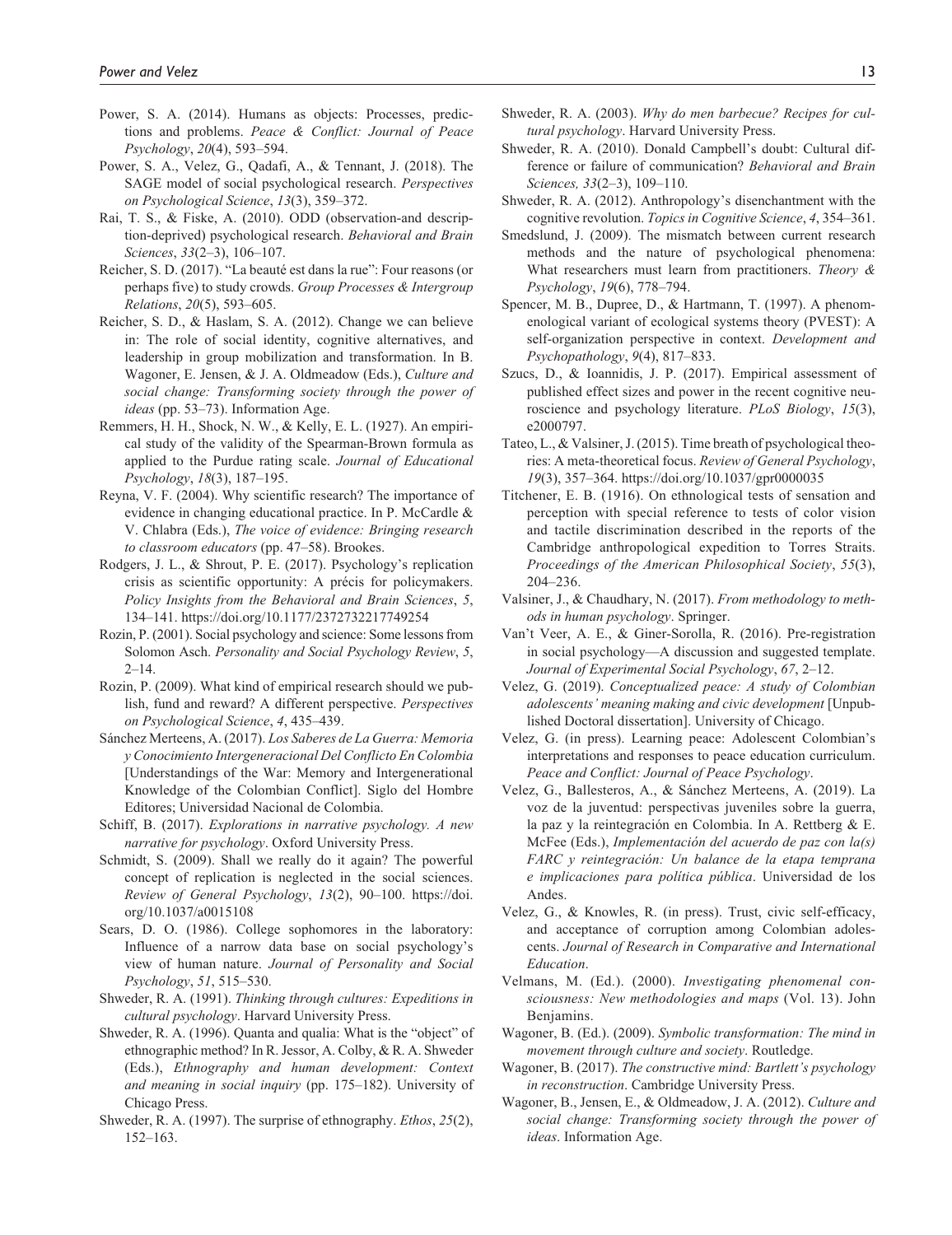Power, S. A. (2014). Humans as objects: Processes, predictions and problems. *Peace & Conflict: Journal of Peace Psychology*, *20*(4), 593–594.

Power, S. A., Velez, G., Qadafi, A., & Tennant, J. (2018). The SAGE model of social psychological research. *Perspectives on Psychological Science*, *13*(3), 359–372.

Rai, T. S., & Fiske, A. (2010). ODD (observation-and description-deprived) psychological research. *Behavioral and Brain Sciences*, *33*(2–3), 106–107.

Reicher, S. D. (2017). "La beauté est dans la rue": Four reasons (or perhaps five) to study crowds. *Group Processes & Intergroup Relations*, *20*(5), 593–605.

Reicher, S. D., & Haslam, S. A. (2012). Change we can believe in: The role of social identity, cognitive alternatives, and leadership in group mobilization and transformation. In B. Wagoner, E. Jensen, & J. A. Oldmeadow (Eds.), *Culture and social change: Transforming society through the power of ideas* (pp. 53–73). Information Age.

Remmers, H. H., Shock, N. W., & Kelly, E. L. (1927). An empirical study of the validity of the Spearman-Brown formula as applied to the Purdue rating scale. *Journal of Educational Psychology*, *18*(3), 187–195.

Reyna, V. F. (2004). Why scientific research? The importance of evidence in changing educational practice. In P. McCardle & V. Chlabra (Eds.), *The voice of evidence: Bringing research to classroom educators* (pp. 47–58). Brookes.

Rodgers, J. L., & Shrout, P. E. (2017). Psychology's replication crisis as scientific opportunity: A précis for policymakers. *Policy Insights from the Behavioral and Brain Sciences*, *5*, 134–141. https://doi.org/10.1177/2372732217749254

Rozin, P. (2001). Social psychology and science: Some lessons from Solomon Asch. *Personality and Social Psychology Review*, *5*, 2–14.

Rozin, P. (2009). What kind of empirical research should we publish, fund and reward? A different perspective. *Perspectives on Psychological Science*, *4*, 435–439.

Sánchez Merteens, A. (2017). *Los Saberes de La Guerra: Memoria y Conocimiento Intergeneracional Del Conflicto En Colombia* [Understandings of the War: Memory and Intergenerational Knowledge of the Colombian Conflict]. Siglo del Hombre Editores; Universidad Nacional de Colombia.

Schiff, B. (2017). *Explorations in narrative psychology. A new narrative for psychology*. Oxford University Press.

Schmidt, S. (2009). Shall we really do it again? The powerful concept of replication is neglected in the social sciences. *Review of General Psychology*, *13*(2), 90–100. https://doi.org/10.1037/a0015108

Sears, D. O. (1986). College sophomores in the laboratory: Influence of a narrow data base on social psychology's view of human nature. *Journal of Personality and Social Psychology*, *51*, 515–530.

Shweder, R. A. (1991). *Thinking through cultures: Expeditions in cultural psychology*. Harvard University Press.

Shweder, R. A. (1996). Quanta and qualia: What is the "object" of ethnographic method? In R. Jessor, A. Colby, & R. A. Shweder (Eds.), *Ethnography and human development: Context and meaning in social inquiry* (pp. 175–182). University of Chicago Press.

Shweder, R. A. (1997). The surprise of ethnography. *Ethos*, *25*(2), 152–163.

Shweder, R. A. (2003). *Why do men barbecue? Recipes for cultural psychology*. Harvard University Press.

Shweder, R. A. (2010). Donald Campbell's doubt: Cultural difference or failure of communication? *Behavioral and Brain Sciences, 33*(2–3), 109–110.

Shweder, R. A. (2012). Anthropology's disenchantment with the cognitive revolution. *Topics in Cognitive Science*, *4*, 354–361.

Smedslund, J. (2009). The mismatch between current research methods and the nature of psychological phenomena: What researchers must learn from practitioners. *Theory & Psychology*, *19*(6), 778–794.

Spencer, M. B., Dupree, D., & Hartmann, T. (1997). A phenomenological variant of ecological systems theory (PVEST): A self-organization perspective in context. *Development and Psychopathology*, *9*(4), 817–833.

Szucs, D., & Ioannidis, J. P. (2017). Empirical assessment of published effect sizes and power in the recent cognitive neuroscience and psychology literature. *PLoS Biology*, *15*(3), e2000797.

Tateo, L., & Valsiner, J. (2015). Time breath of psychological theories: A meta-theoretical focus. *Review of General Psychology*, *19*(3), 357–364. https://doi.org/10.1037/gpr0000035

Titchener, E. B. (1916). On ethnological tests of sensation and perception with special reference to tests of color vision and tactile discrimination described in the reports of the Cambridge anthropological expedition to Torres Straits. *Proceedings of the American Philosophical Society*, *55*(3), 204–236.

Valsiner, J., & Chaudhary, N. (2017). *From methodology to methods in human psychology*. Springer.

Van't Veer, A. E., & Giner-Sorolla, R. (2016). Pre-registration in social psychology—A discussion and suggested template. *Journal of Experimental Social Psychology*, *67*, 2–12.

Velez, G. (2019). *Conceptualized peace: A study of Colombian adolescents' meaning making and civic development* [Unpublished Doctoral dissertation]. University of Chicago.

Velez, G. (in press). Learning peace: Adolescent Colombian's interpretations and responses to peace education curriculum. *Peace and Conflict: Journal of Peace Psychology*.

Velez, G., Ballesteros, A., & Sánchez Merteens, A. (2019). La voz de la juventud: perspectivas juveniles sobre la guerra, la paz y la reintegración en Colombia. In A. Rettberg & E. McFee (Eds.), *Implementación del acuerdo de paz con la(s) FARC y reintegración: Un balance de la etapa temprana e implicaciones para política pública*. Universidad de los Andes.

Velez, G., & Knowles, R. (in press). Trust, civic self-efficacy, and acceptance of corruption among Colombian adolescents. *Journal of Research in Comparative and International Education*.

Velmans, M. (Ed.). (2000). *Investigating phenomenal consciousness: New methodologies and maps* (Vol. 13). John Benjamins.

Wagoner, B. (Ed.). (2009). *Symbolic transformation: The mind in movement through culture and society*. Routledge.

Wagoner, B. (2017). *The constructive mind: Bartlett's psychology in reconstruction*. Cambridge University Press.

Wagoner, B., Jensen, E., & Oldmeadow, J. A. (2012). *Culture and social change: Transforming society through the power of ideas*. Information Age.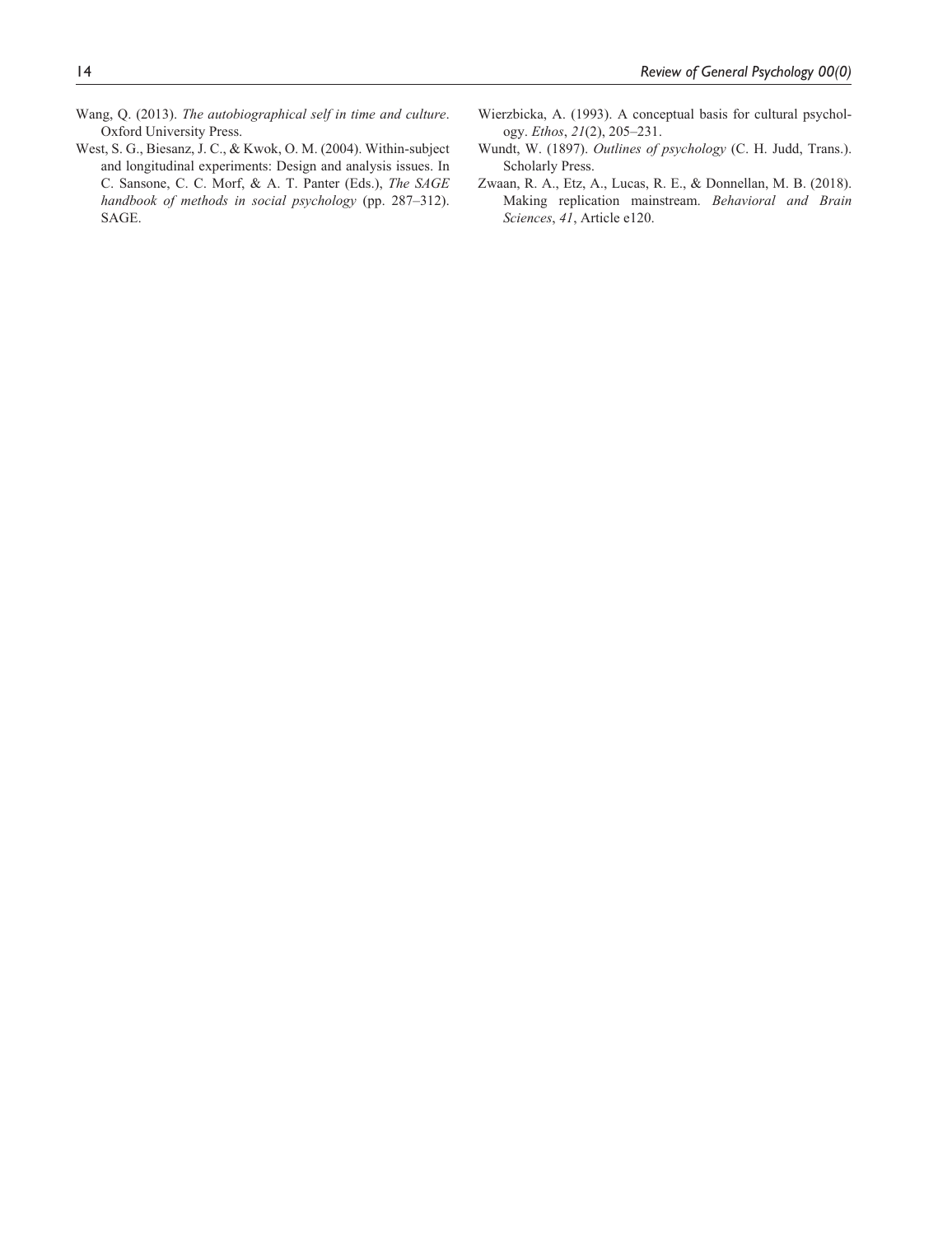Wang, Q. (2013). *The autobiographical self in time and culture*. Oxford University Press.

West, S. G., Biesanz, J. C., & Kwok, O. M. (2004). Within-subject and longitudinal experiments: Design and analysis issues. In C. Sansone, C. C. Morf, & A. T. Panter (Eds.), *The SAGE handbook of methods in social psychology* (pp. 287–312). SAGE.

Wierzbicka, A. (1993). A conceptual basis for cultural psychology. *Ethos*, *21*(2), 205–231.

Wundt, W. (1897). *Outlines of psychology* (C. H. Judd, Trans.). Scholarly Press.

Zwaan, R. A., Etz, A., Lucas, R. E., & Donnellan, M. B. (2018). Making replication mainstream. *Behavioral and Brain Sciences*, *41*, Article e120.